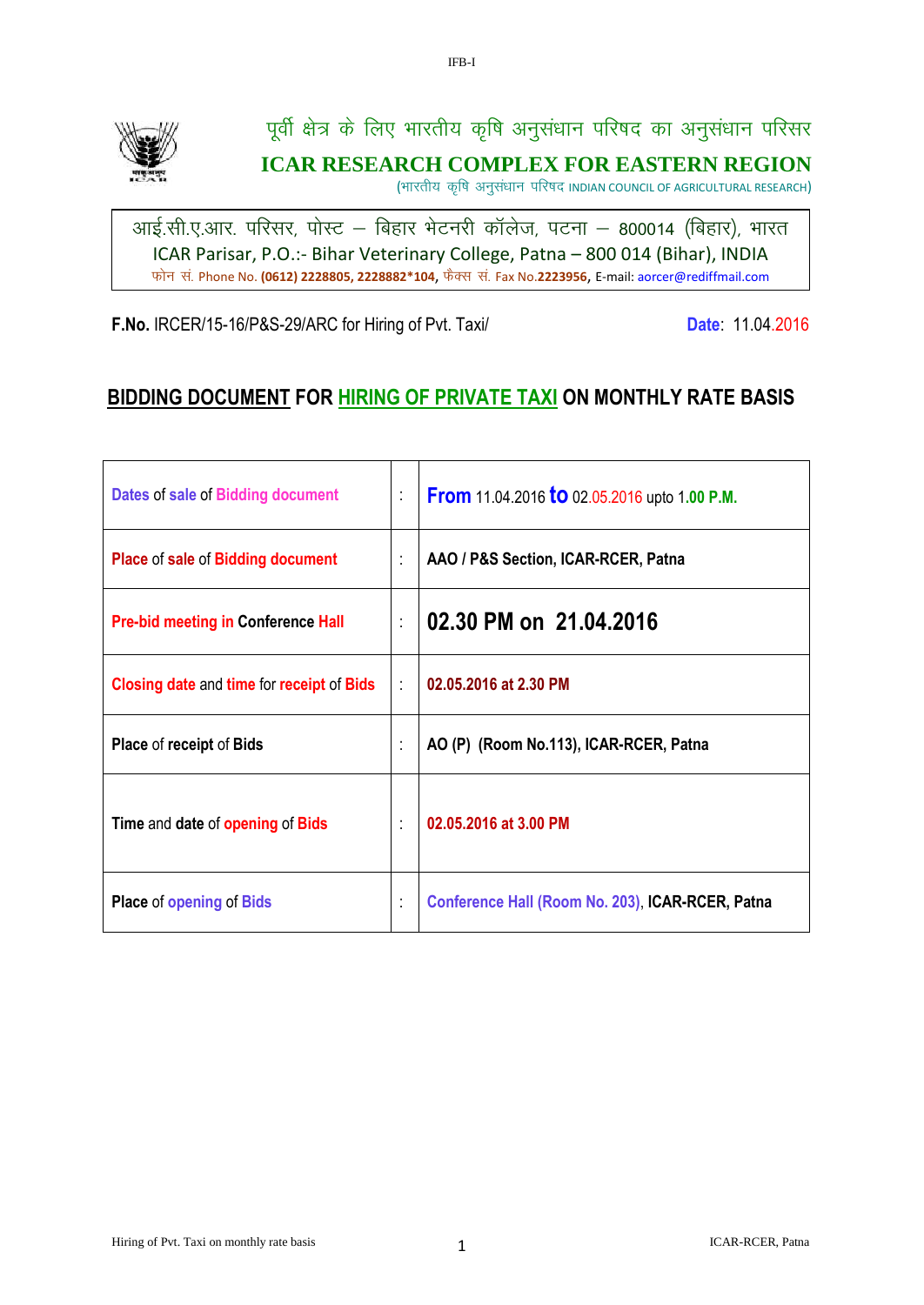पूर्वी क्षेत्र के लिए भारतीय कृषि अनुसंधान परिषद का अनुसंधान परिसर

# ICAR RESEARCH COMPLEX FOR EASTERN REGION

(भारतीय कृषि अनुसंधान परिषद INDIAN COUNCIL OF AGRICULTURAL RESEARCH)

आई.सी.ए.आर. परिसर, पोस्ट – बिहार भेटनरी कॉलेज, पटना – 800014 (बिहार), भारत
ICAR Parisar, P.O.:- Bihar Veterinary College, Patna – 800 014 (Bihar), INDIA
फोन सं. Phone No. **(0612) 2228805, 2228882*104**, फैक्स सं. Fax No.**2223956**, E-mail: aorcer@rediffmail.com

**F.No.** IRCER/15-16/P&S-29/ARC for Hiring of Pvt. Taxi/ **Date**: 11.04.2016

## BIDDING DOCUMENT FOR HIRING OF PRIVATE TAXI ON MONTHLY RATE BASIS

| | | |
|---|---|---|
| Dates of sale of Bidding document | : | **From** 11.04.2016 **to** 02.05.2016 upto 1.**00 P.M.** |
| Place of sale of Bidding document | : | **AAO / P&S Section, ICAR-RCER, Patna** |
| Pre-bid meeting in Conference Hall | : | **02.30 PM on 21.04.2016** |
| Closing date and time for receipt of Bids | : | **02.05.2016 at 2.30 PM** |
| Place of receipt of Bids | : | **AO (P) (Room No.113), ICAR-RCER, Patna** |
| Time and date of opening of Bids | : | **02.05.2016 at 3.00 PM** |
| Place of opening of Bids | : | **Conference Hall (Room No. 203), ICAR-RCER, Patna** |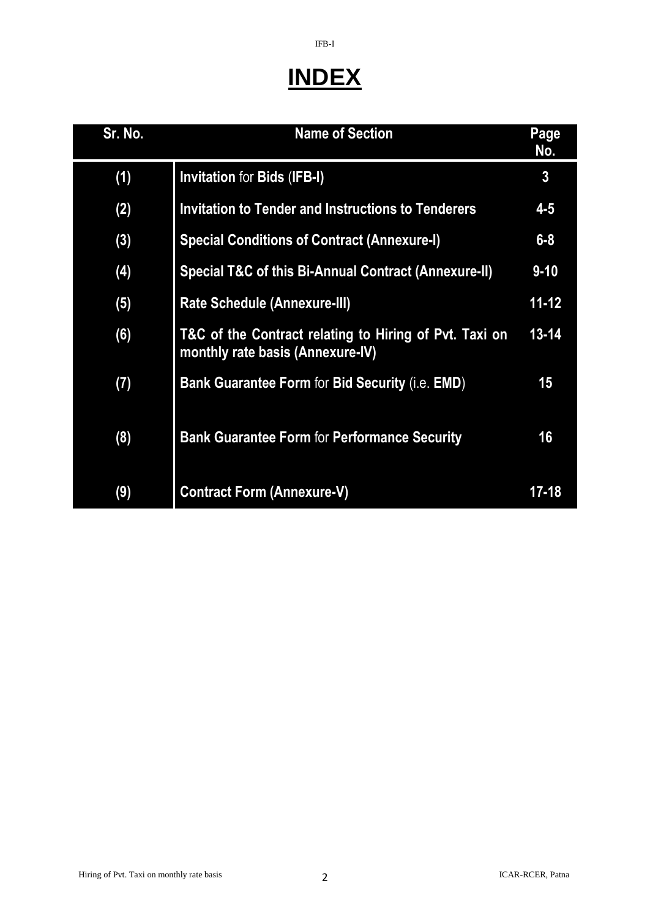# INDEX

| Sr. No. | Name of Section | Page No. |
|---|---|---|
| (1) | **Invitation** for **Bids** (**IFB-I**) | 3 |
| (2) | **Invitation to Tender and Instructions to Tenderers** | 4-5 |
| (3) | **Special Conditions of Contract (Annexure-I)** | 6-8 |
| (4) | **Special T&C of this Bi-Annual Contract (Annexure-II)** | 9-10 |
| (5) | **Rate Schedule (Annexure-III)** | 11-12 |
| (6) | **T&C of the Contract relating to Hiring of Pvt. Taxi on monthly rate basis (Annexure-IV)** | 13-14 |
| (7) | **Bank Guarantee Form** for **Bid Security** (i.e. **EMD**) | 15 |
| (8) | **Bank Guarantee Form** for **Performance Security** | 16 |
| (9) | **Contract Form (Annexure-V)** | 17-18 |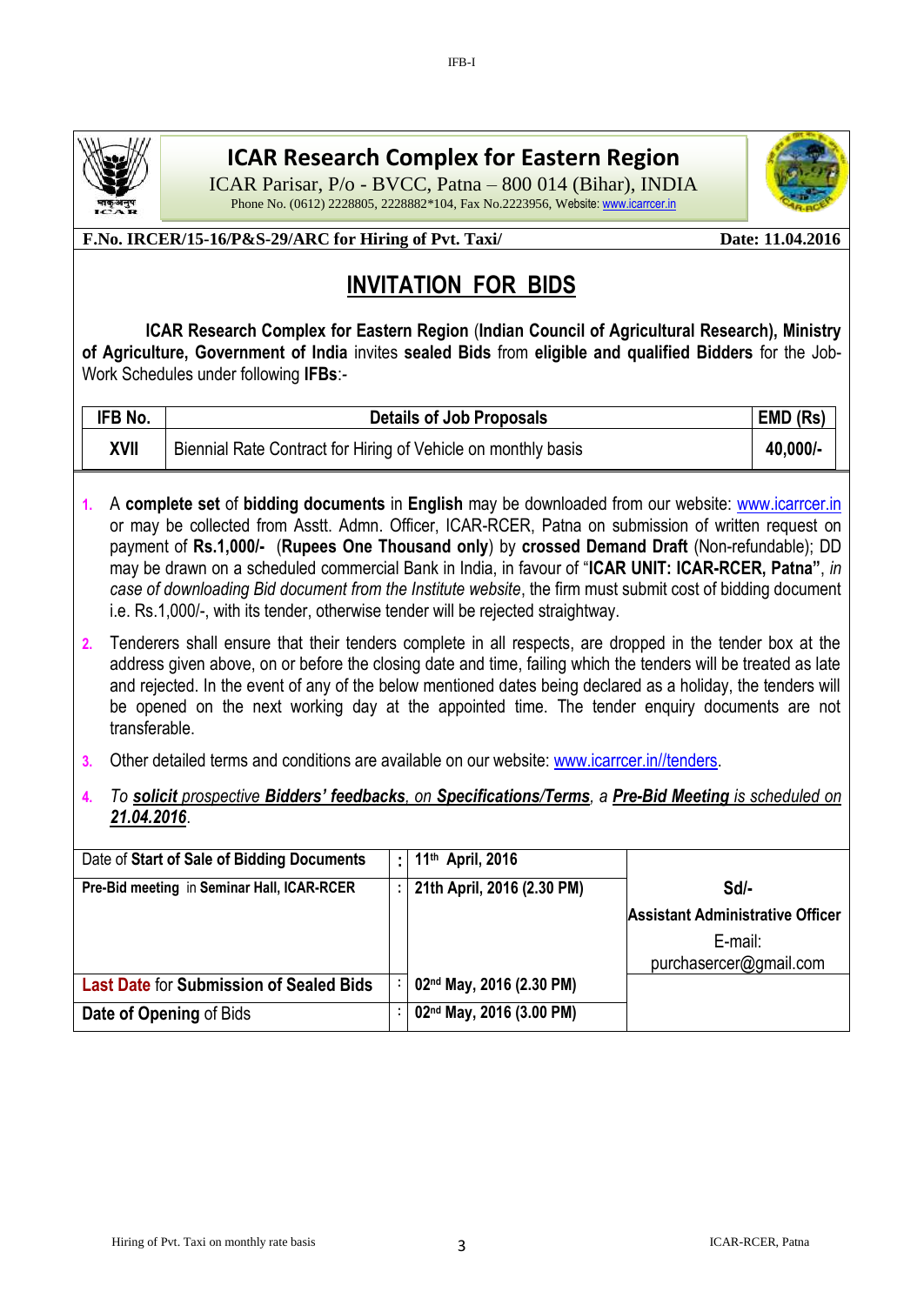# ICAR Research Complex for Eastern Region

ICAR Parisar, P/o - BVCC, Patna – 800 014 (Bihar), INDIA

Phone No. (0612) 2228805, 2228882*104, Fax No.2223956, Website: www.icarrcer.in

**F.No. IRCER/15-16/P&S-29/ARC for Hiring of Pvt. Taxi/** **Date: 11.04.2016**

## INVITATION FOR BIDS

**ICAR Research Complex for Eastern Region** (**Indian Council of Agricultural Research), Ministry of Agriculture, Government of India** invites **sealed Bids** from **eligible and qualified Bidders** for the Job-Work Schedules under following **IFBs**:-

| IFB No. | Details of Job Proposals | EMD (Rs) |
|---|---|---|
| **XVII** | Biennial Rate Contract for Hiring of Vehicle on monthly basis | **40,000/-** |

1. A **complete set** of **bidding documents** in **English** may be downloaded from our website: www.icarrcer.in or may be collected from Asstt. Admn. Officer, ICAR-RCER, Patna on submission of written request on payment of **Rs.1,000/-** (**Rupees One Thousand only**) by **crossed Demand Draft** (Non-refundable); DD may be drawn on a scheduled commercial Bank in India, in favour of "**ICAR UNIT: ICAR-RCER, Patna**", *in case of downloading Bid document from the Institute website*, the firm must submit cost of bidding document i.e. Rs.1,000/-, with its tender, otherwise tender will be rejected straightway.
2. Tenderers shall ensure that their tenders complete in all respects, are dropped in the tender box at the address given above, on or before the closing date and time, failing which the tenders will be treated as late and rejected. In the event of any of the below mentioned dates being declared as a holiday, the tenders will be opened on the next working day at the appointed time. The tender enquiry documents are not transferable.
3. Other detailed terms and conditions are available on our website: www.icarrcer.in//tenders.
4. *To **solicit** prospective **Bidders' feedbacks**, on **Specifications/Terms**, a **Pre-Bid Meeting** is scheduled on **21.04.2016**.*

| | | | |
|---|---|---|---|
| Date of **Start of Sale of Bidding Documents** | : | **11th April, 2016** | |
| **Pre-Bid meeting** in **Seminar Hall, ICAR-RCER** | : | **21th April, 2016 (2.30 PM)** | **Sd/-** **Assistant Administrative Officer** E-mail: purchasercer@gmail.com |
| **Last Date** for **Submission of Sealed Bids** | : | **02nd May, 2016 (2.30 PM)** | |
| **Date of Opening** of Bids | : | **02nd May, 2016 (3.00 PM)** | |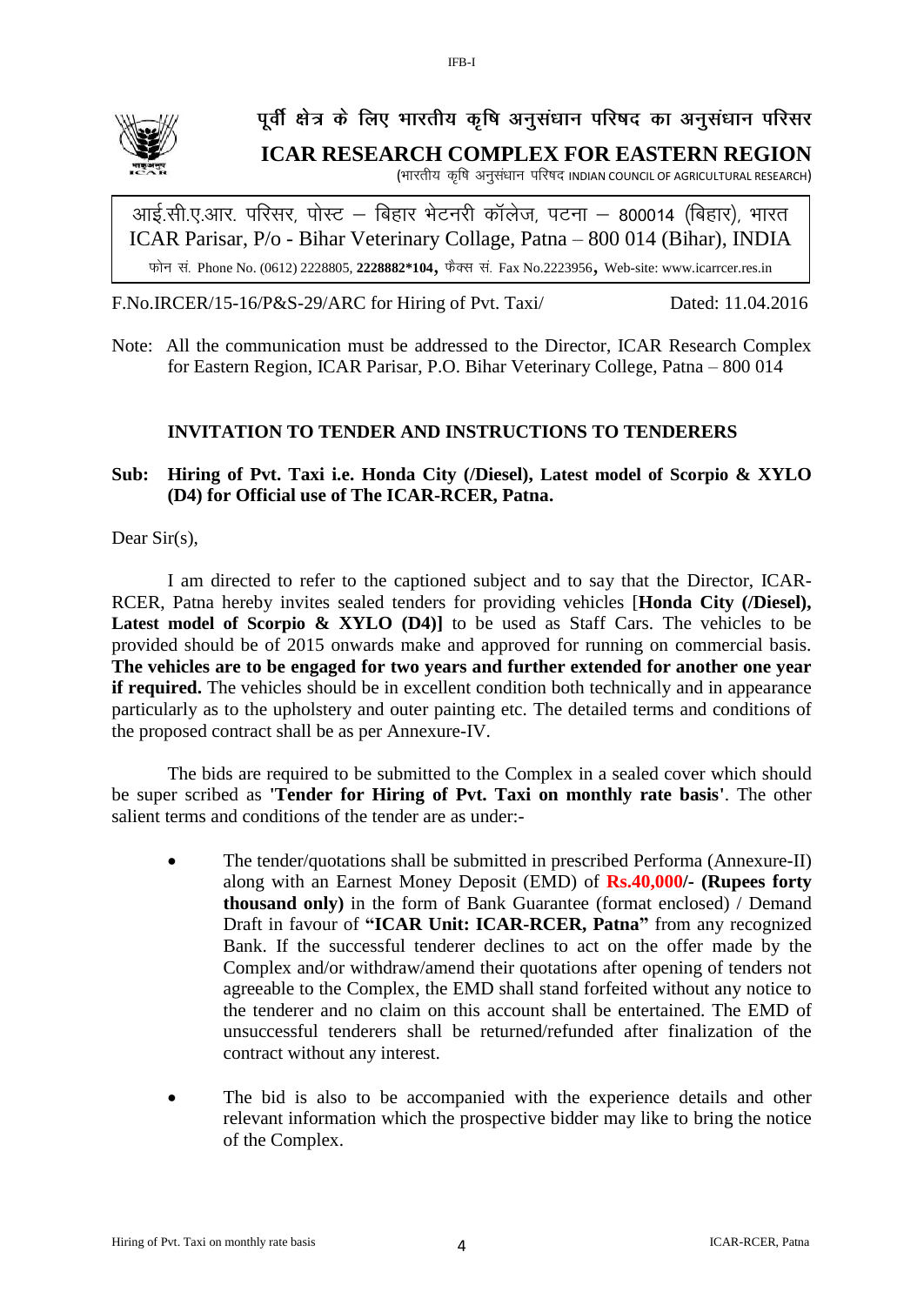# पूर्वी क्षेत्र के लिए भारतीय कृषि अनुसंधान परिषद का अनुसंधान परिसर

## ICAR RESEARCH COMPLEX FOR EASTERN REGION

(भारतीय कृषि अनुसंधान परिषद INDIAN COUNCIL OF AGRICULTURAL RESEARCH)

आई.सी.ए.आर. परिसर, पोस्ट – बिहार भेटनरी कॉलेज, पटना – 800014 (बिहार), भारत
ICAR Parisar, P/o - Bihar Veterinary Collage, Patna – 800 014 (Bihar), INDIA

फोन सं. Phone No. (0612) 2228805, **2228882*104**, फैक्स सं. Fax No.2223956, Web-site: www.icarrcer.res.in

F.No.IRCER/15-16/P&S-29/ARC for Hiring of Pvt. Taxi/ Dated: 11.04.2016

Note: All the communication must be addressed to the Director, ICAR Research Complex for Eastern Region, ICAR Parisar, P.O. Bihar Veterinary College, Patna – 800 014

**INVITATION TO TENDER AND INSTRUCTIONS TO TENDERERS**

**Sub: Hiring of Pvt. Taxi i.e. Honda City (/Diesel), Latest model of Scorpio & XYLO (D4) for Official use of The ICAR-RCER, Patna.**

Dear Sir(s),

I am directed to refer to the captioned subject and to say that the Director, ICAR-RCER, Patna hereby invites sealed tenders for providing vehicles [**Honda City (/Diesel), Latest model of Scorpio & XYLO (D4)]** to be used as Staff Cars. The vehicles to be provided should be of 2015 onwards make and approved for running on commercial basis. **The vehicles are to be engaged for two years and further extended for another one year if required.** The vehicles should be in excellent condition both technically and in appearance particularly as to the upholstery and outer painting etc. The detailed terms and conditions of the proposed contract shall be as per Annexure-IV.

The bids are required to be submitted to the Complex in a sealed cover which should be super scribed as **'Tender for Hiring of Pvt. Taxi on monthly rate basis'**. The other salient terms and conditions of the tender are as under:-

- The tender/quotations shall be submitted in prescribed Performa (Annexure-II) along with an Earnest Money Deposit (EMD) of **Rs.40,000/- (Rupees forty thousand only)** in the form of Bank Guarantee (format enclosed) / Demand Draft in favour of **"ICAR Unit: ICAR-RCER, Patna"** from any recognized Bank. If the successful tenderer declines to act on the offer made by the Complex and/or withdraw/amend their quotations after opening of tenders not agreeable to the Complex, the EMD shall stand forfeited without any notice to the tenderer and no claim on this account shall be entertained. The EMD of unsuccessful tenderers shall be returned/refunded after finalization of the contract without any interest.

- The bid is also to be accompanied with the experience details and other relevant information which the prospective bidder may like to bring the notice of the Complex.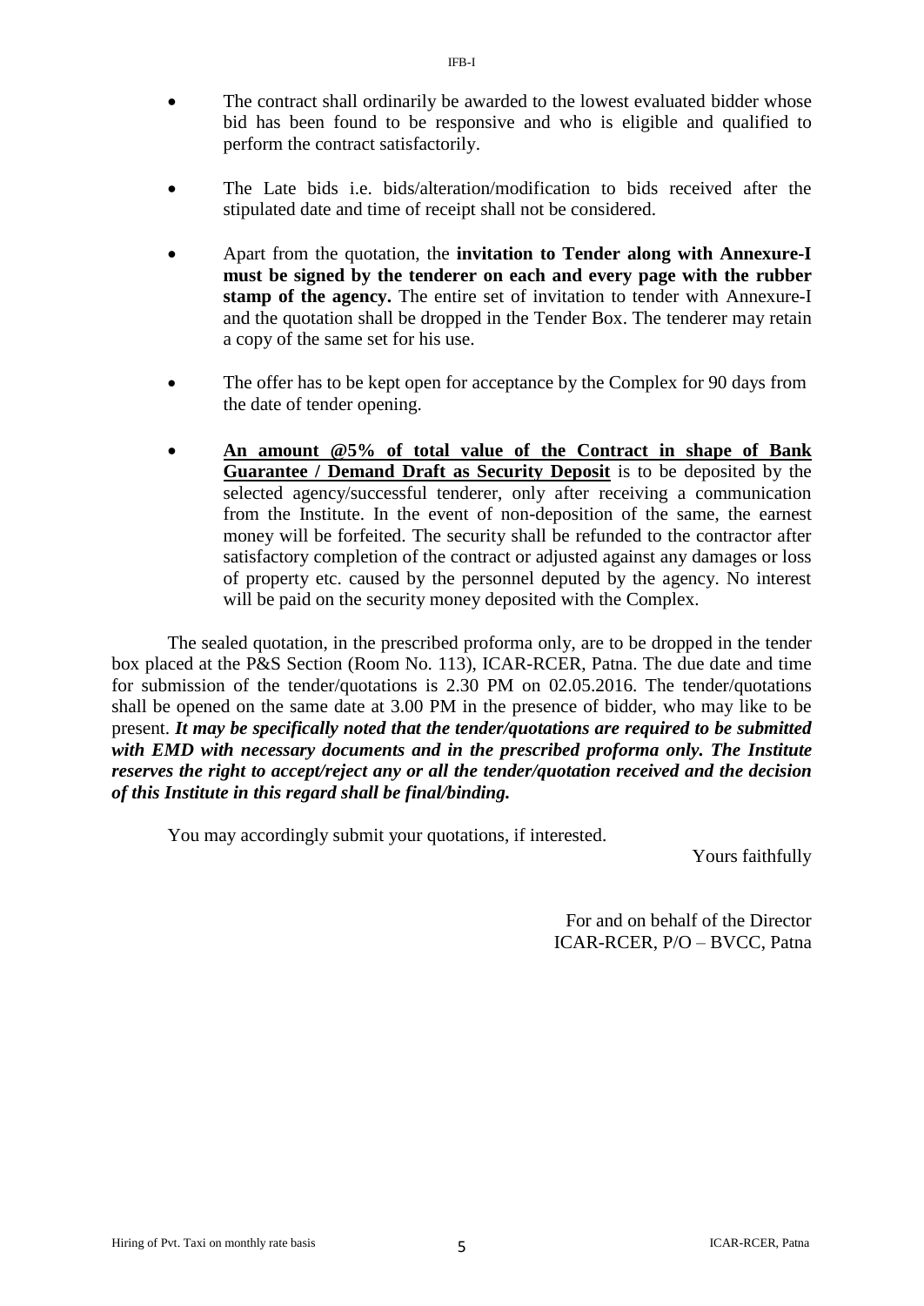- The contract shall ordinarily be awarded to the lowest evaluated bidder whose bid has been found to be responsive and who is eligible and qualified to perform the contract satisfactorily.

- The Late bids i.e. bids/alteration/modification to bids received after the stipulated date and time of receipt shall not be considered.

- Apart from the quotation, the **invitation to Tender along with Annexure-I must be signed by the tenderer on each and every page with the rubber stamp of the agency.** The entire set of invitation to tender with Annexure-I and the quotation shall be dropped in the Tender Box. The tenderer may retain a copy of the same set for his use.

- The offer has to be kept open for acceptance by the Complex for 90 days from the date of tender opening.

- <u>**An amount @5% of total value of the Contract in shape of Bank Guarantee / Demand Draft as Security Deposit**</u> is to be deposited by the selected agency/successful tenderer, only after receiving a communication from the Institute. In the event of non-deposition of the same, the earnest money will be forfeited. The security shall be refunded to the contractor after satisfactory completion of the contract or adjusted against any damages or loss of property etc. caused by the personnel deputed by the agency. No interest will be paid on the security money deposited with the Complex.

The sealed quotation, in the prescribed proforma only, are to be dropped in the tender box placed at the P&S Section (Room No. 113), ICAR-RCER, Patna. The due date and time for submission of the tender/quotations is 2.30 PM on 02.05.2016. The tender/quotations shall be opened on the same date at 3.00 PM in the presence of bidder, who may like to be present. ***It may be specifically noted that the tender/quotations are required to be submitted with EMD with necessary documents and in the prescribed proforma only. The Institute reserves the right to accept/reject any or all the tender/quotation received and the decision of this Institute in this regard shall be final/binding.***

You may accordingly submit your quotations, if interested.

Yours faithfully

For and on behalf of the Director
ICAR-RCER, P/O – BVCC, Patna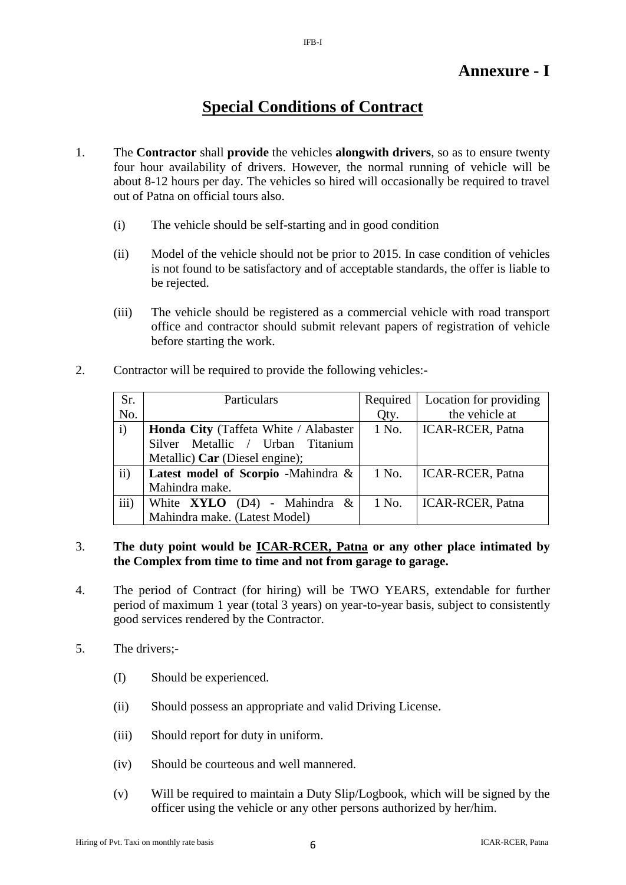**Annexure - I**

# Special Conditions of Contract

1. The **Contractor** shall **provide** the vehicles **alongwith drivers**, so as to ensure twenty four hour availability of drivers. However, the normal running of vehicle will be about 8-12 hours per day. The vehicles so hired will occasionally be required to travel out of Patna on official tours also.

   (i) The vehicle should be self-starting and in good condition

   (ii) Model of the vehicle should not be prior to 2015. In case condition of vehicles is not found to be satisfactory and of acceptable standards, the offer is liable to be rejected.

   (iii) The vehicle should be registered as a commercial vehicle with road transport office and contractor should submit relevant papers of registration of vehicle before starting the work.

2. Contractor will be required to provide the following vehicles:-

| Sr. No. | Particulars | Required Qty. | Location for providing the vehicle at |
|---|---|---|---|
| i) | **Honda City** (Taffeta White / Alabaster Silver Metallic / Urban Titanium Metallic) **Car** (Diesel engine); | 1 No. | ICAR-RCER, Patna |
| ii) | **Latest model of Scorpio** -Mahindra & Mahindra make. | 1 No. | ICAR-RCER, Patna |
| iii) | White **XYLO** (D4) - Mahindra & Mahindra make. (Latest Model) | 1 No. | ICAR-RCER, Patna |

3. **The duty point would be <u>ICAR-RCER, Patna</u> or any other place intimated by the Complex from time to time and not from garage to garage.**

4. The period of Contract (for hiring) will be TWO YEARS, extendable for further period of maximum 1 year (total 3 years) on year-to-year basis, subject to consistently good services rendered by the Contractor.

5. The drivers;-

   (I) Should be experienced.

   (ii) Should possess an appropriate and valid Driving License.

   (iii) Should report for duty in uniform.

   (iv) Should be courteous and well mannered.

   (v) Will be required to maintain a Duty Slip/Logbook, which will be signed by the officer using the vehicle or any other persons authorized by her/him.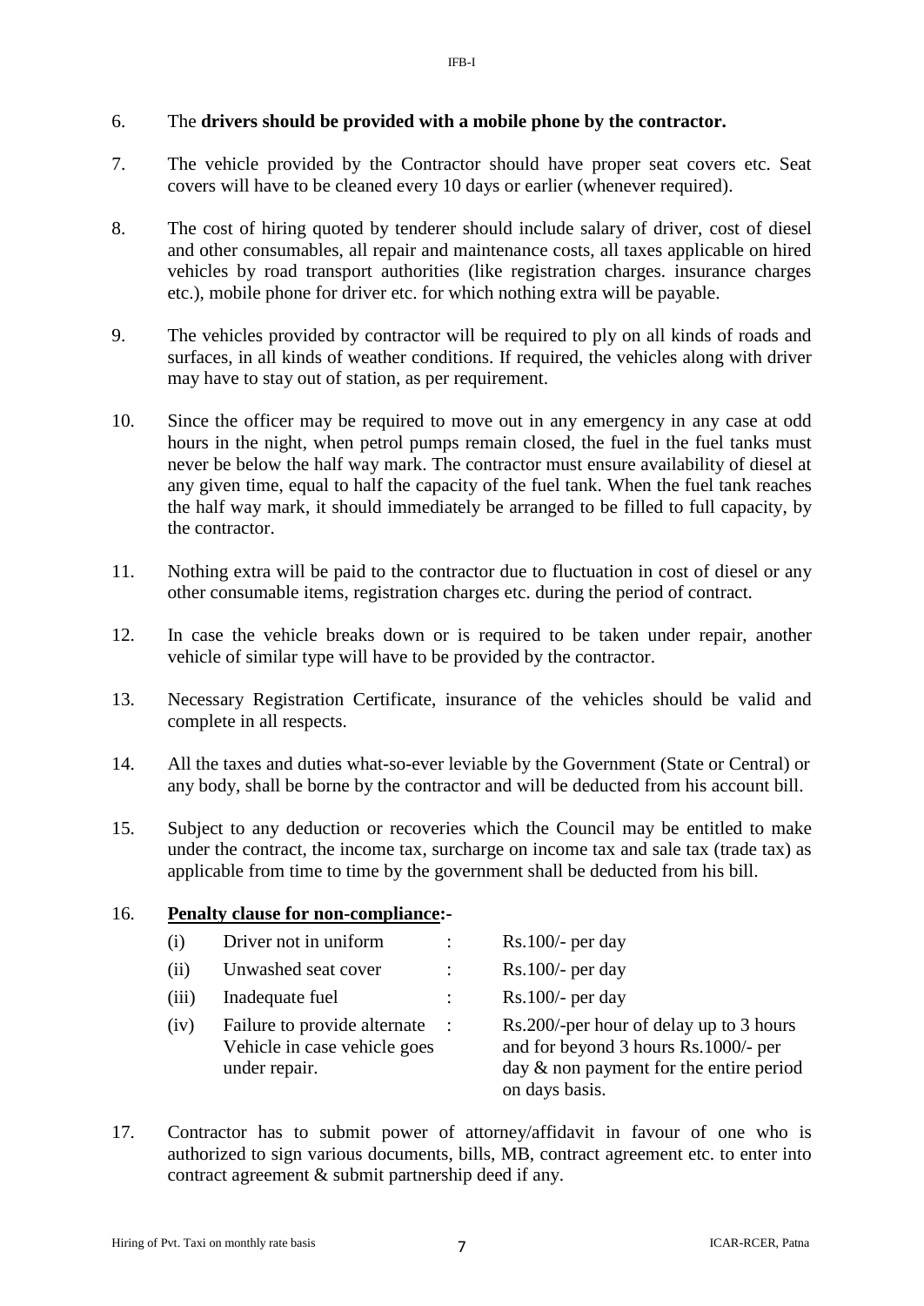6. The **drivers should be provided with a mobile phone by the contractor.**

7. The vehicle provided by the Contractor should have proper seat covers etc. Seat covers will have to be cleaned every 10 days or earlier (whenever required).

8. The cost of hiring quoted by tenderer should include salary of driver, cost of diesel and other consumables, all repair and maintenance costs, all taxes applicable on hired vehicles by road transport authorities (like registration charges. insurance charges etc.), mobile phone for driver etc. for which nothing extra will be payable.

9. The vehicles provided by contractor will be required to ply on all kinds of roads and surfaces, in all kinds of weather conditions. If required, the vehicles along with driver may have to stay out of station, as per requirement.

10. Since the officer may be required to move out in any emergency in any case at odd hours in the night, when petrol pumps remain closed, the fuel in the fuel tanks must never be below the half way mark. The contractor must ensure availability of diesel at any given time, equal to half the capacity of the fuel tank. When the fuel tank reaches the half way mark, it should immediately be arranged to be filled to full capacity, by the contractor.

11. Nothing extra will be paid to the contractor due to fluctuation in cost of diesel or any other consumable items, registration charges etc. during the period of contract.

12. In case the vehicle breaks down or is required to be taken under repair, another vehicle of similar type will have to be provided by the contractor.

13. Necessary Registration Certificate, insurance of the vehicles should be valid and complete in all respects.

14. All the taxes and duties what-so-ever leviable by the Government (State or Central) or any body, shall be borne by the contractor and will be deducted from his account bill.

15. Subject to any deduction or recoveries which the Council may be entitled to make under the contract, the income tax, surcharge on income tax and sale tax (trade tax) as applicable from time to time by the government shall be deducted from his bill.

16. **<u>Penalty clause for non-compliance</u>:-**

| | | | |
|---|---|---|---|
| (i) | Driver not in uniform | : | Rs.100/- per day |
| (ii) | Unwashed seat cover | : | Rs.100/- per day |
| (iii) | Inadequate fuel | : | Rs.100/- per day |
| (iv) | Failure to provide alternate Vehicle in case vehicle goes under repair. | : | Rs.200/-per hour of delay up to 3 hours and for beyond 3 hours Rs.1000/- per day & non payment for the entire period on days basis. |

17. Contractor has to submit power of attorney/affidavit in favour of one who is authorized to sign various documents, bills, MB, contract agreement etc. to enter into contract agreement & submit partnership deed if any.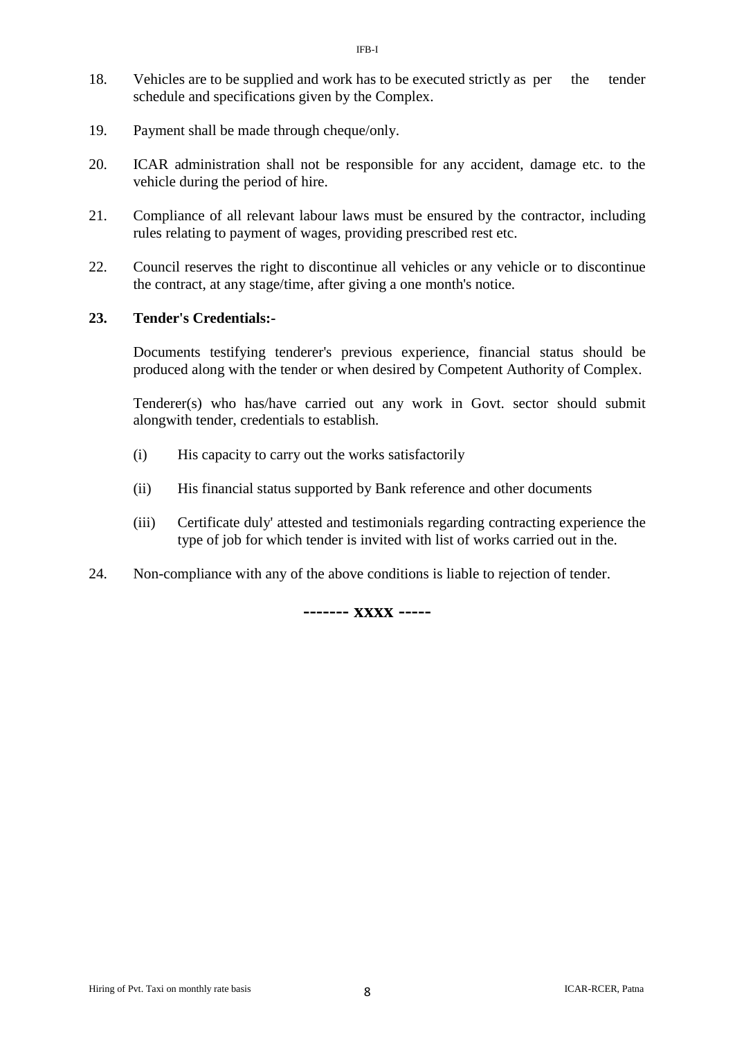18. Vehicles are to be supplied and work has to be executed strictly as per the tender schedule and specifications given by the Complex.

19. Payment shall be made through cheque/only.

20. ICAR administration shall not be responsible for any accident, damage etc. to the vehicle during the period of hire.

21. Compliance of all relevant labour laws must be ensured by the contractor, including rules relating to payment of wages, providing prescribed rest etc.

22. Council reserves the right to discontinue all vehicles or any vehicle or to discontinue the contract, at any stage/time, after giving a one month's notice.

**23. Tender's Credentials:-**

Documents testifying tenderer's previous experience, financial status should be produced along with the tender or when desired by Competent Authority of Complex.

Tenderer(s) who has/have carried out any work in Govt. sector should submit alongwith tender, credentials to establish.

(i) His capacity to carry out the works satisfactorily

(ii) His financial status supported by Bank reference and other documents

(iii) Certificate duly' attested and testimonials regarding contracting experience the type of job for which tender is invited with list of works carried out in the.

24. Non-compliance with any of the above conditions is liable to rejection of tender.

**------- XXXX -----**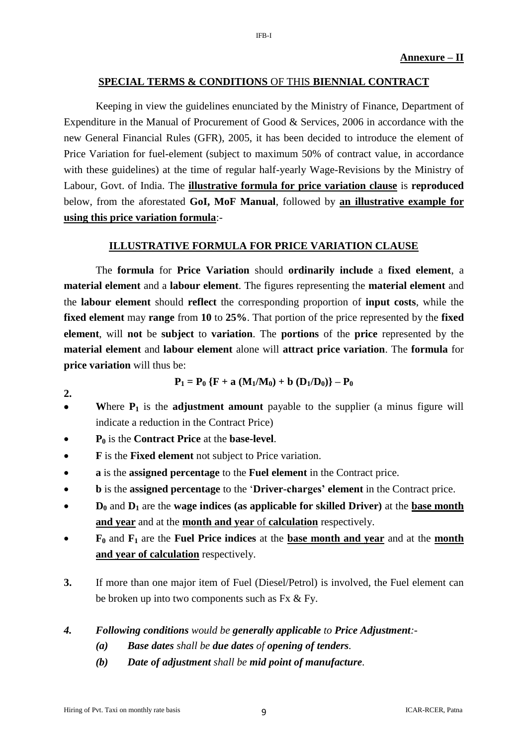**Annexure – II**

## SPECIAL TERMS & CONDITIONS OF THIS BIENNIAL CONTRACT

Keeping in view the guidelines enunciated by the Ministry of Finance, Department of Expenditure in the Manual of Procurement of Good & Services, 2006 in accordance with the new General Financial Rules (GFR), 2005, it has been decided to introduce the element of Price Variation for fuel-element (subject to maximum 50% of contract value, in accordance with these guidelines) at the time of regular half-yearly Wage-Revisions by the Ministry of Labour, Govt. of India. The **illustrative formula for price variation clause** is **reproduced** below, from the aforestated **GoI, MoF Manual**, followed by **an illustrative example for using this price variation formula**:-

## ILLUSTRATIVE FORMULA FOR PRICE VARIATION CLAUSE

The **formula** for **Price Variation** should **ordinarily include** a **fixed element**, a **material element** and a **labour element**. The figures representing the **material element** and the **labour element** should **reflect** the corresponding proportion of **input costs**, while the **fixed element** may **range** from **10** to **25%**. That portion of the price represented by the **fixed element**, will **not** be **subject** to **variation**. The **portions** of the **price** represented by the **material element** and **labour element** alone will **attract price variation**. The **formula** for **price variation** will thus be:

$$P_1 = P_0 \{F + a (M_1/M_0) + b (D_1/D_0)\} – P_0$$

**2.**

- **W**here $P_1$ is the **adjustment amount** payable to the supplier (a minus figure will indicate a reduction in the Contract Price)
- $P_0$ is the **Contract Price** at the **base-level**.
- **F** is the **Fixed element** not subject to Price variation.
- **a** is the **assigned percentage** to the **Fuel element** in the Contract price.
- **b** is the **assigned percentage** to the '**Driver-charges' element** in the Contract price.
- $D_0$ and $D_1$ are the **wage indices (as applicable for skilled Driver)** at the **base month and year** and at the **month and year of calculation** respectively.
- $F_0$ and $F_1$ are the **Fuel Price indices** at the **base month and year** and at the **month and year of calculation** respectively.

**3.** If more than one major item of Fuel (Diesel/Petrol) is involved, the Fuel element can be broken up into two components such as Fx & Fy.

***4.*** ***Following conditions*** *would be* ***generally applicable*** *to* ***Price Adjustment****:-*

***(a)*** ***Base dates*** *shall be* ***due dates*** *of* ***opening of tenders****.*

***(b)*** ***Date of adjustment*** *shall be* ***mid point of manufacture****.*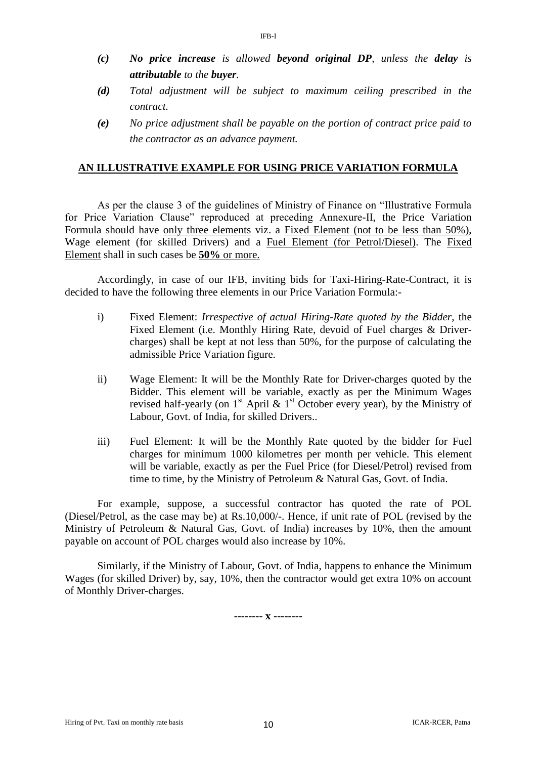*(c)* ***No price increase** is allowed **beyond original DP**, unless the **delay** is **attributable** to the **buyer**.*

*(d)* *Total adjustment will be subject to maximum ceiling prescribed in the contract.*

*(e)* *No price adjustment shall be payable on the portion of contract price paid to the contractor as an advance payment.*

## AN ILLUSTRATIVE EXAMPLE FOR USING PRICE VARIATION FORMULA

As per the clause 3 of the guidelines of Ministry of Finance on "Illustrative Formula for Price Variation Clause" reproduced at preceding Annexure-II, the Price Variation Formula should have only three elements viz. a Fixed Element (not to be less than 50%), Wage element (for skilled Drivers) and a Fuel Element (for Petrol/Diesel). The Fixed Element shall in such cases be **50%** or more.

Accordingly, in case of our IFB, inviting bids for Taxi-Hiring-Rate-Contract, it is decided to have the following three elements in our Price Variation Formula:-

i) Fixed Element: *Irrespective of actual Hiring-Rate quoted by the Bidder*, the Fixed Element (i.e. Monthly Hiring Rate, devoid of Fuel charges & Driver-charges) shall be kept at not less than 50%, for the purpose of calculating the admissible Price Variation figure.

ii) Wage Element: It will be the Monthly Rate for Driver-charges quoted by the Bidder. This element will be variable, exactly as per the Minimum Wages revised half-yearly (on 1st April & 1st October every year), by the Ministry of Labour, Govt. of India, for skilled Drivers..

iii) Fuel Element: It will be the Monthly Rate quoted by the bidder for Fuel charges for minimum 1000 kilometres per month per vehicle. This element will be variable, exactly as per the Fuel Price (for Diesel/Petrol) revised from time to time, by the Ministry of Petroleum & Natural Gas, Govt. of India.

For example, suppose, a successful contractor has quoted the rate of POL (Diesel/Petrol, as the case may be) at Rs.10,000/-. Hence, if unit rate of POL (revised by the Ministry of Petroleum & Natural Gas, Govt. of India) increases by 10%, then the amount payable on account of POL charges would also increase by 10%.

Similarly, if the Ministry of Labour, Govt. of India, happens to enhance the Minimum Wages (for skilled Driver) by, say, 10%, then the contractor would get extra 10% on account of Monthly Driver-charges.

-------- x --------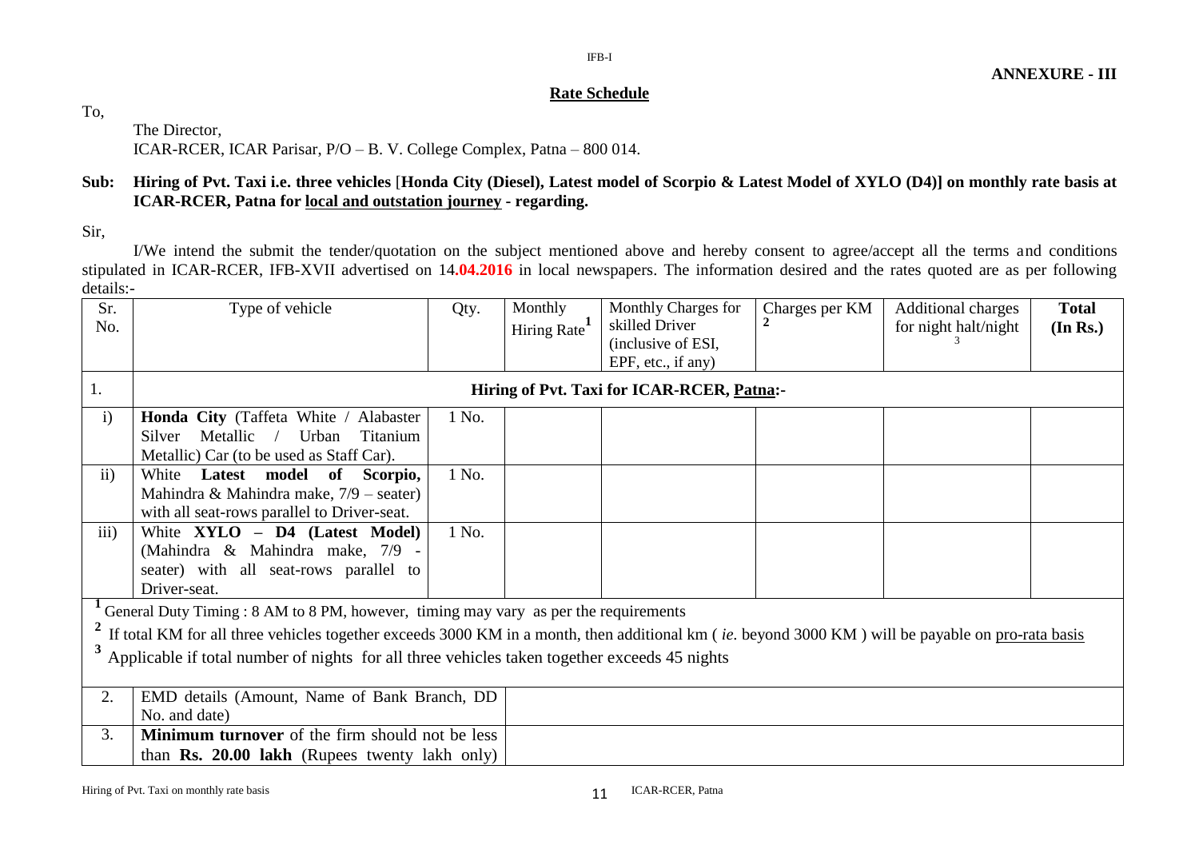**ANNEXURE - III**

## Rate Schedule

To,

The Director,
ICAR-RCER, ICAR Parisar, P/O – B. V. College Complex, Patna – 800 014.

**Sub: Hiring of Pvt. Taxi i.e. three vehicles [Honda City (Diesel), Latest model of Scorpio & Latest Model of XYLO (D4)] on monthly rate basis at ICAR-RCER, Patna for local and outstation journey - regarding.**

Sir,

I/We intend the submit the tender/quotation on the subject mentioned above and hereby consent to agree/accept all the terms and conditions stipulated in ICAR-RCER, IFB-XVII advertised on 14.04.2016 in local newspapers. The information desired and the rates quoted are as per following details:-

| Sr. No. | Type of vehicle | Qty. | Monthly Hiring Rate[1] | Monthly Charges for skilled Driver (inclusive of ESI, EPF, etc., if any) | Charges per KM [2] | Additional charges for night halt/night [3] | **Total (In Rs.)** |
|---|---|---|---|---|---|---|---|
| 1. | **Hiring of Pvt. Taxi for ICAR-RCER, Patna:-** | | | | | | |
| i) | **Honda City** (Taffeta White / Alabaster Silver Metallic / Urban Titanium Metallic) Car (to be used as Staff Car). | 1 No. | | | | | |
| ii) | White **Latest model of Scorpio,** Mahindra & Mahindra make, 7/9 – seater) with all seat-rows parallel to Driver-seat. | 1 No. | | | | | |
| iii) | White **XYLO – D4 (Latest Model)** (Mahindra & Mahindra make, 7/9 - seater) with all seat-rows parallel to Driver-seat. | 1 No. | | | | | |

[1] General Duty Timing : 8 AM to 8 PM, however, timing may vary as per the requirements

[2] If total KM for all three vehicles together exceeds 3000 KM in a month, then additional km ( *ie.* beyond 3000 KM ) will be payable on pro-rata basis

[3] Applicable if total number of nights for all three vehicles taken together exceeds 45 nights

| | | |
|---|---|---|
| 2. | EMD details (Amount, Name of Bank Branch, DD No. and date) | |
| 3. | **Minimum turnover** of the firm should not be less than **Rs. 20.00 lakh** (Rupees twenty lakh only) | |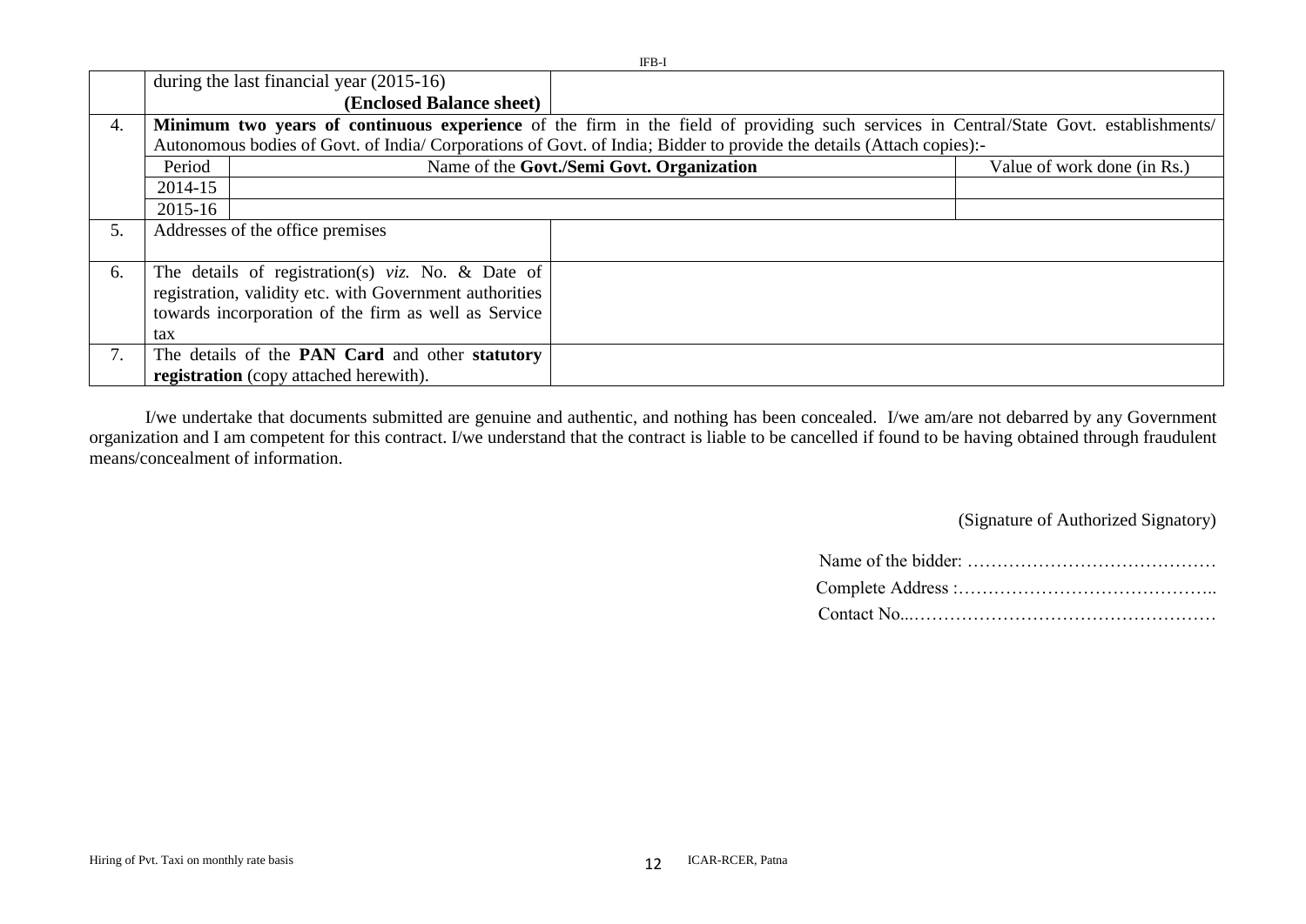| | | |
|---|---|---|
| | during the last financial year (2015-16) **(Enclosed Balance sheet)** | |
| 4. | **Minimum two years of continuous experience** of the firm in the field of providing such services in Central/State Govt. establishments/ Autonomous bodies of Govt. of India/ Corporations of Govt. of India; Bidder to provide the details (Attach copies):- | |

| Period | Name of the **Govt./Semi Govt. Organization** | Value of work done (in Rs.) |
|---|---|---|
| 2014-15 | | |
| 2015-16 | | |

| | | |
|---|---|---|
| 5. | Addresses of the office premises | |
| 6. | The details of registration(s) *viz.* No. & Date of registration, validity etc. with Government authorities towards incorporation of the firm as well as Service tax | |
| 7. | The details of the **PAN Card** and other **statutory registration** (copy attached herewith). | |

I/we undertake that documents submitted are genuine and authentic, and nothing has been concealed. I/we am/are not debarred by any Government organization and I am competent for this contract. I/we understand that the contract is liable to be cancelled if found to be having obtained through fraudulent means/concealment of information.

(Signature of Authorized Signatory)

Name of the bidder: ……………………………………

Complete Address :……………………………………..

Contact No...……………………………………………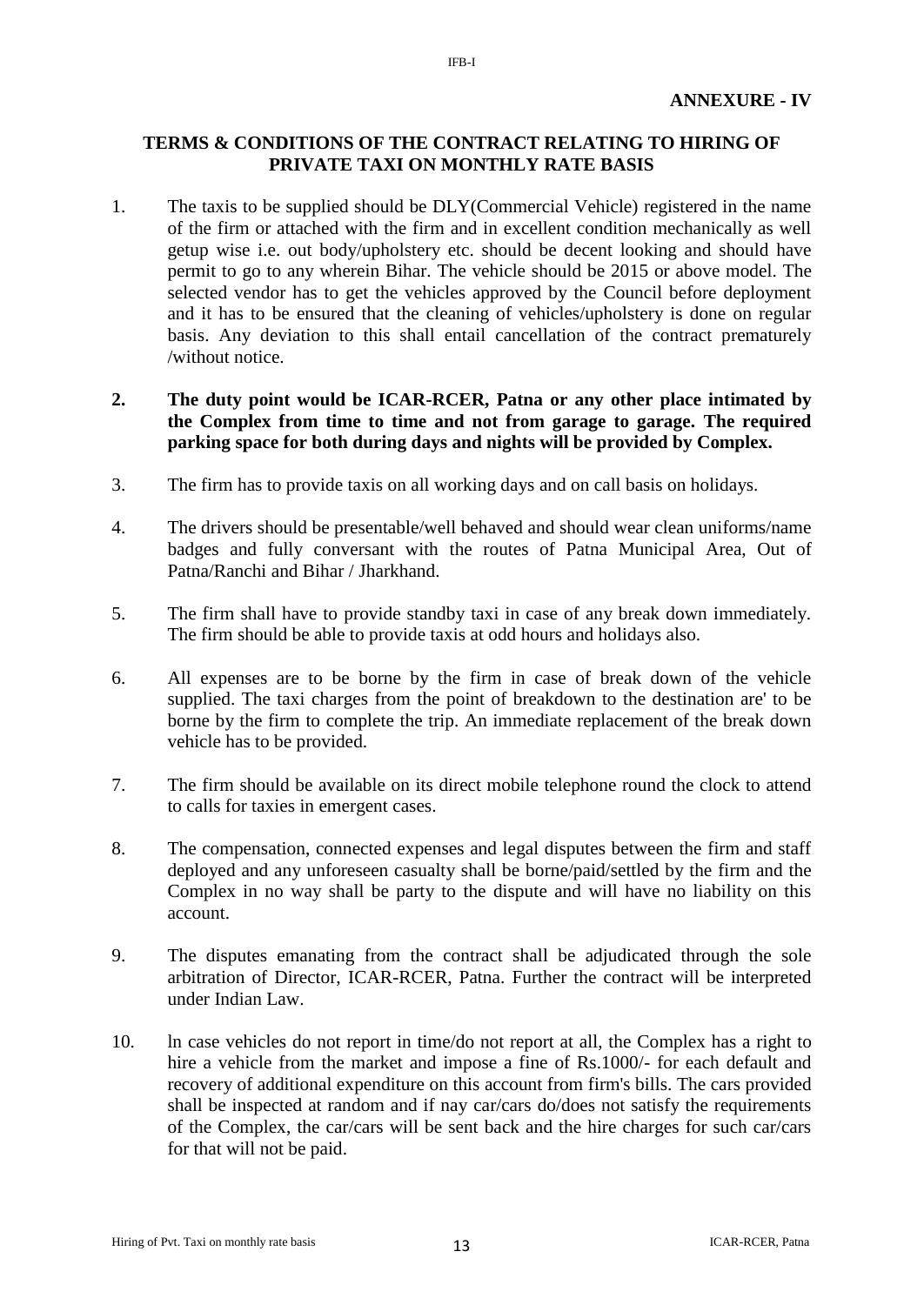**ANNEXURE - IV**

## TERMS & CONDITIONS OF THE CONTRACT RELATING TO HIRING OF PRIVATE TAXI ON MONTHLY RATE BASIS

1. The taxis to be supplied should be DLY(Commercial Vehicle) registered in the name of the firm or attached with the firm and in excellent condition mechanically as well getup wise i.e. out body/upholstery etc. should be decent looking and should have permit to go to any wherein Bihar. The vehicle should be 2015 or above model. The selected vendor has to get the vehicles approved by the Council before deployment and it has to be ensured that the cleaning of vehicles/upholstery is done on regular basis. Any deviation to this shall entail cancellation of the contract prematurely /without notice.

2. **The duty point would be ICAR-RCER, Patna or any other place intimated by the Complex from time to time and not from garage to garage. The required parking space for both during days and nights will be provided by Complex.**

3. The firm has to provide taxis on all working days and on call basis on holidays.

4. The drivers should be presentable/well behaved and should wear clean uniforms/name badges and fully conversant with the routes of Patna Municipal Area, Out of Patna/Ranchi and Bihar / Jharkhand.

5. The firm shall have to provide standby taxi in case of any break down immediately. The firm should be able to provide taxis at odd hours and holidays also.

6. All expenses are to be borne by the firm in case of break down of the vehicle supplied. The taxi charges from the point of breakdown to the destination are' to be borne by the firm to complete the trip. An immediate replacement of the break down vehicle has to be provided.

7. The firm should be available on its direct mobile telephone round the clock to attend to calls for taxies in emergent cases.

8. The compensation, connected expenses and legal disputes between the firm and staff deployed and any unforeseen casualty shall be borne/paid/settled by the firm and the Complex in no way shall be party to the dispute and will have no liability on this account.

9. The disputes emanating from the contract shall be adjudicated through the sole arbitration of Director, ICAR-RCER, Patna. Further the contract will be interpreted under Indian Law.

10. ln case vehicles do not report in time/do not report at all, the Complex has a right to hire a vehicle from the market and impose a fine of Rs.1000/- for each default and recovery of additional expenditure on this account from firm's bills. The cars provided shall be inspected at random and if nay car/cars do/does not satisfy the requirements of the Complex, the car/cars will be sent back and the hire charges for such car/cars for that will not be paid.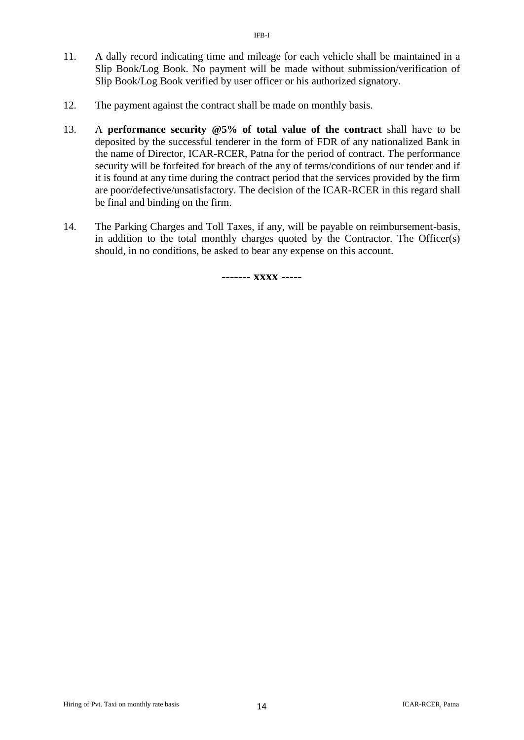11. A dally record indicating time and mileage for each vehicle shall be maintained in a Slip Book/Log Book. No payment will be made without submission/verification of Slip Book/Log Book verified by user officer or his authorized signatory.

12. The payment against the contract shall be made on monthly basis.

13. A **performance security @5% of total value of the contract** shall have to be deposited by the successful tenderer in the form of FDR of any nationalized Bank in the name of Director, ICAR-RCER, Patna for the period of contract. The performance security will be forfeited for breach of the any of terms/conditions of our tender and if it is found at any time during the contract period that the services provided by the firm are poor/defective/unsatisfactory. The decision of the ICAR-RCER in this regard shall be final and binding on the firm.

14. The Parking Charges and Toll Taxes, if any, will be payable on reimbursement-basis, in addition to the total monthly charges quoted by the Contractor. The Officer(s) should, in no conditions, be asked to bear any expense on this account.

**------- xxxx -----**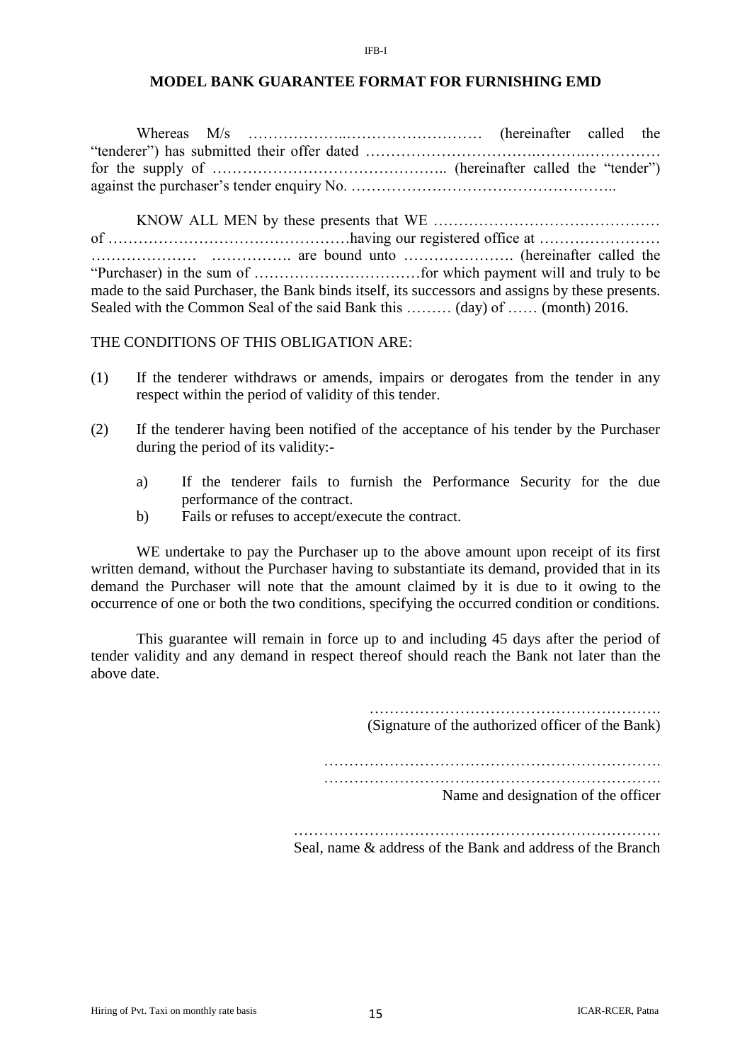IFB-I

## MODEL BANK GUARANTEE FORMAT FOR FURNISHING EMD

Whereas M/s ………………..……………………… (hereinafter called the "tenderer") has submitted their offer dated …………………………….……….…………… for the supply of ……………………………………….. (hereinafter called the "tender") against the purchaser's tender enquiry No. ……………………………………………..

KNOW ALL MEN by these presents that WE ……………………………………… of …………………………………………having our registered office at …………………… ………………… ……………. are bound unto …………………. (hereinafter called the "Purchaser) in the sum of ……………………………for which payment will and truly to be made to the said Purchaser, the Bank binds itself, its successors and assigns by these presents. Sealed with the Common Seal of the said Bank this ……… (day) of …… (month) 2016.

THE CONDITIONS OF THIS OBLIGATION ARE:

(1) If the tenderer withdraws or amends, impairs or derogates from the tender in any respect within the period of validity of this tender.

(2) If the tenderer having been notified of the acceptance of his tender by the Purchaser during the period of its validity:-

   a) If the tenderer fails to furnish the Performance Security for the due performance of the contract.
   
   b) Fails or refuses to accept/execute the contract.

WE undertake to pay the Purchaser up to the above amount upon receipt of its first written demand, without the Purchaser having to substantiate its demand, provided that in its demand the Purchaser will note that the amount claimed by it is due to it owing to the occurrence of one or both the two conditions, specifying the occurred condition or conditions.

This guarantee will remain in force up to and including 45 days after the period of tender validity and any demand in respect thereof should reach the Bank not later than the above date.

………………………………………………….
(Signature of the authorized officer of the Bank)

………………………………………………………….
………………………………………………………….
Name and designation of the officer

……………………………………………………………….
Seal, name & address of the Bank and address of the Branch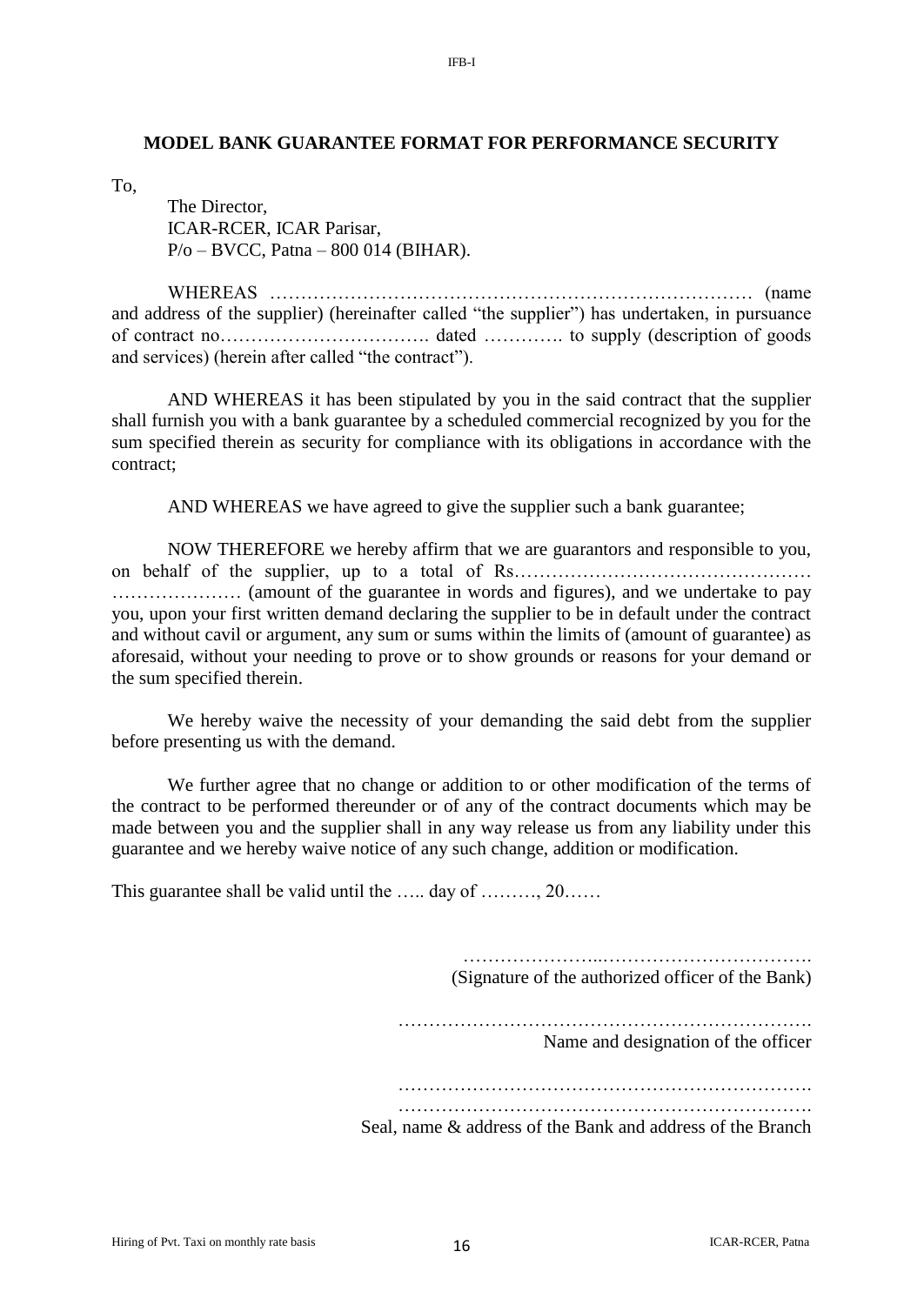## MODEL BANK GUARANTEE FORMAT FOR PERFORMANCE SECURITY

To,

The Director,
ICAR-RCER, ICAR Parisar,
P/o – BVCC, Patna – 800 014 (BIHAR).

WHEREAS ……………………………………………………………………… (name and address of the supplier) (hereinafter called "the supplier") has undertaken, in pursuance of contract no……………………………. dated …………. to supply (description of goods and services) (herein after called "the contract").

AND WHEREAS it has been stipulated by you in the said contract that the supplier shall furnish you with a bank guarantee by a scheduled commercial recognized by you for the sum specified therein as security for compliance with its obligations in accordance with the contract;

AND WHEREAS we have agreed to give the supplier such a bank guarantee;

NOW THEREFORE we hereby affirm that we are guarantors and responsible to you, on behalf of the supplier, up to a total of Rs………………………………………… ………………… (amount of the guarantee in words and figures), and we undertake to pay you, upon your first written demand declaring the supplier to be in default under the contract and without cavil or argument, any sum or sums within the limits of (amount of guarantee) as aforesaid, without your needing to prove or to show grounds or reasons for your demand or the sum specified therein.

We hereby waive the necessity of your demanding the said debt from the supplier before presenting us with the demand.

We further agree that no change or addition to or other modification of the terms of the contract to be performed thereunder or of any of the contract documents which may be made between you and the supplier shall in any way release us from any liability under this guarantee and we hereby waive notice of any such change, addition or modification.

This guarantee shall be valid until the ….. day of ………, 20……

…………………..…………………………….
(Signature of the authorized officer of the Bank)

………………………………………………………….
Name and designation of the officer

………………………………………………………….
………………………………………………………….
Seal, name & address of the Bank and address of the Branch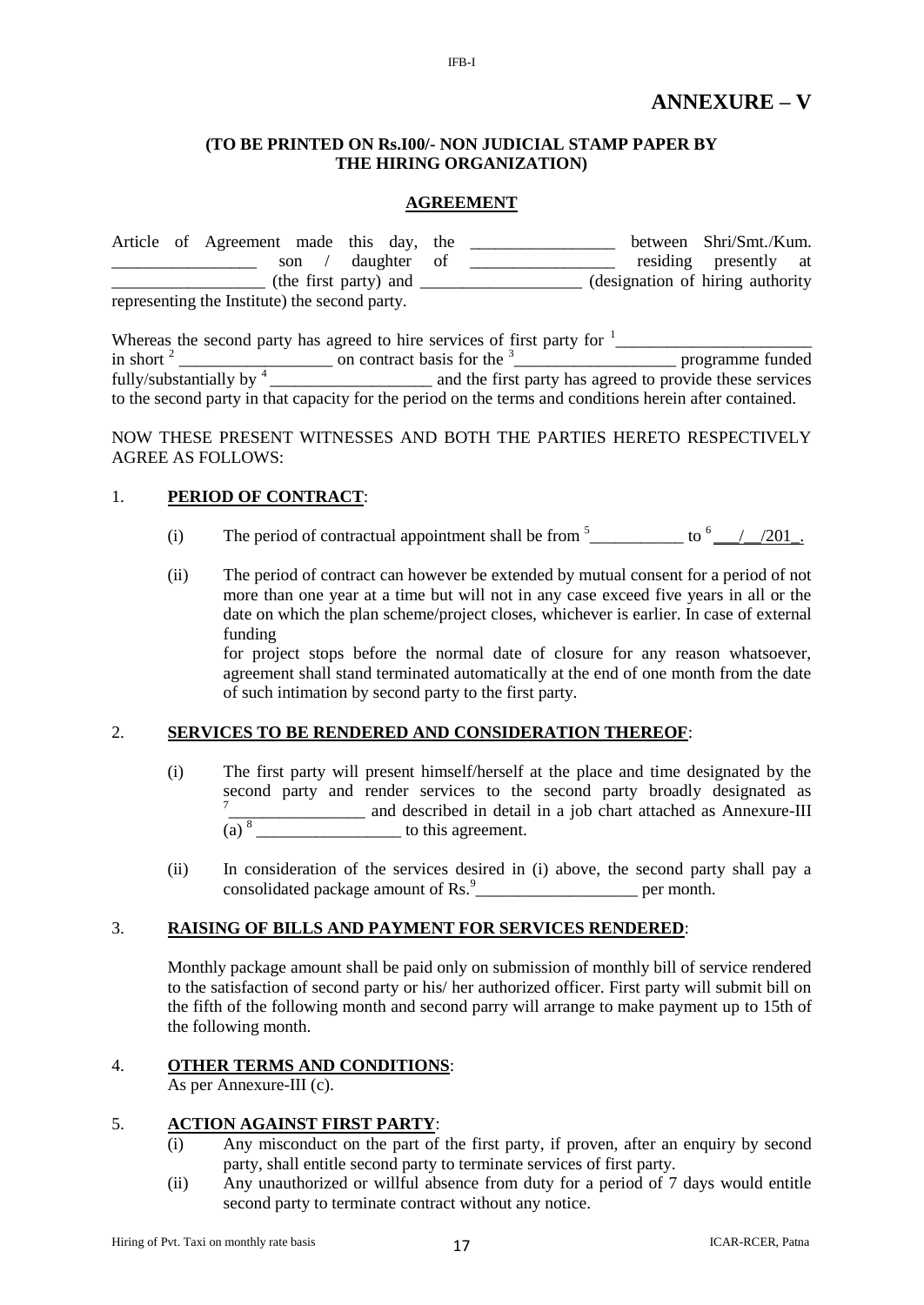# ANNEXURE – V

**(TO BE PRINTED ON Rs.I00/- NON JUDICIAL STAMP PAPER BY THE HIRING ORGANIZATION)**

**AGREEMENT**

Article of Agreement made this day, the ________________ between Shri/Smt./Kum. ________________ son / daughter of ________________ residing presently at _________________ (the first party) and ___________________ (designation of hiring authority representing the Institute) the second party.

Whereas the second party has agreed to hire services of first party for [1]______________________ in short [2] _________________ on contract basis for the [3]__________________ programme funded fully/substantially by [4]__________________ and the first party has agreed to provide these services to the second party in that capacity for the period on the terms and conditions herein after contained.

NOW THESE PRESENT WITNESSES AND BOTH THE PARTIES HERETO RESPECTIVELY AGREE AS FOLLOWS:

1. **PERIOD OF CONTRACT**:

   (i) The period of contractual appointment shall be from [5]___________ to [6]___/__/201_.

   (ii) The period of contract can however be extended by mutual consent for a period of not more than one year at a time but will not in any case exceed five years in all or the date on which the plan scheme/project closes, whichever is earlier. In case of external funding
   for project stops before the normal date of closure for any reason whatsoever, agreement shall stand terminated automatically at the end of one month from the date of such intimation by second party to the first party.

2. **SERVICES TO BE RENDERED AND CONSIDERATION THEREOF**:

   (i) The first party will present himself/herself at the place and time designated by the second party and render services to the second party broadly designated as [7]________________ and described in detail in a job chart attached as Annexure-III (a) [8] ________________ to this agreement.

   (ii) In consideration of the services desired in (i) above, the second party shall pay a consolidated package amount of Rs.[9]__________________ per month.

3. **RAISING OF BILLS AND PAYMENT FOR SERVICES RENDERED**:

   Monthly package amount shall be paid only on submission of monthly bill of service rendered to the satisfaction of second party or his/ her authorized officer. First party will submit bill on the fifth of the following month and second parry will arrange to make payment up to 15th of the following month.

4. **OTHER TERMS AND CONDITIONS**:
   As per Annexure-III (c).

5. **ACTION AGAINST FIRST PARTY**:
   (i) Any misconduct on the part of the first party, if proven, after an enquiry by second party, shall entitle second party to terminate services of first party.
   (ii) Any unauthorized or willful absence from duty for a period of 7 days would entitle second party to terminate contract without any notice.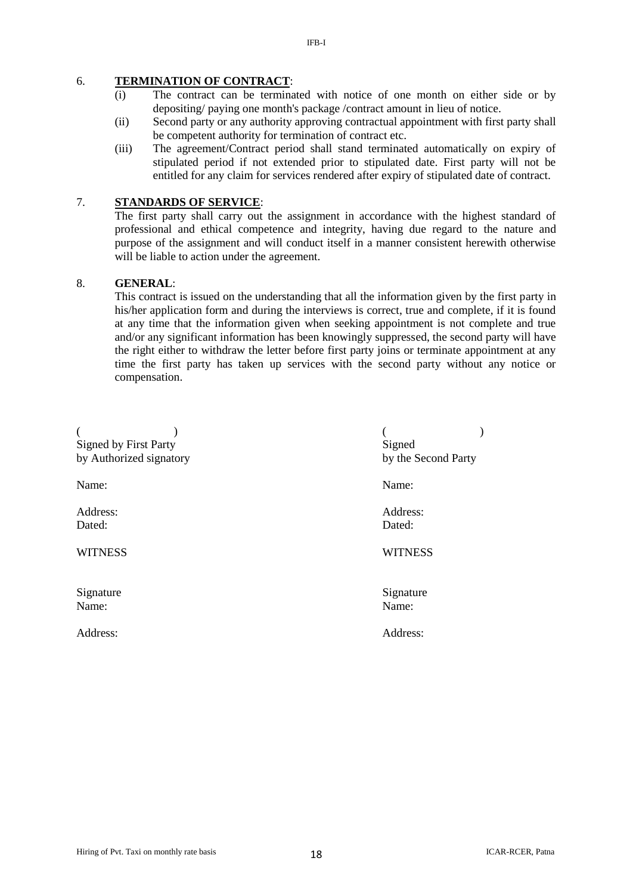6. **TERMINATION OF CONTRACT**:

(i) The contract can be terminated with notice of one month on either side or by depositing/ paying one month's package /contract amount in lieu of notice.

(ii) Second party or any authority approving contractual appointment with first party shall be competent authority for termination of contract etc.

(iii) The agreement/Contract period shall stand terminated automatically on expiry of stipulated period if not extended prior to stipulated date. First party will not be entitled for any claim for services rendered after expiry of stipulated date of contract.

7. **STANDARDS OF SERVICE**:

The first party shall carry out the assignment in accordance with the highest standard of professional and ethical competence and integrity, having due regard to the nature and purpose of the assignment and will conduct itself in a manner consistent herewith otherwise will be liable to action under the agreement.

8. **GENERAL**:

This contract is issued on the understanding that all the information given by the first party in his/her application form and during the interviews is correct, true and complete, if it is found at any time that the information given when seeking appointment is not complete and true and/or any significant information has been knowingly suppressed, the second party will have the right either to withdraw the letter before first party joins or terminate appointment at any time the first party has taken up services with the second party without any notice or compensation.

| | |
|---|---|
| ( ) | ( ) |
| Signed by First Party by Authorized signatory | Signed by the Second Party |
| Name: | Name: |
| Address: | Address: |
| Dated: | Dated: |
| WITNESS | WITNESS |
| Signature | Signature |
| Name: | Name: |
| Address: | Address: |